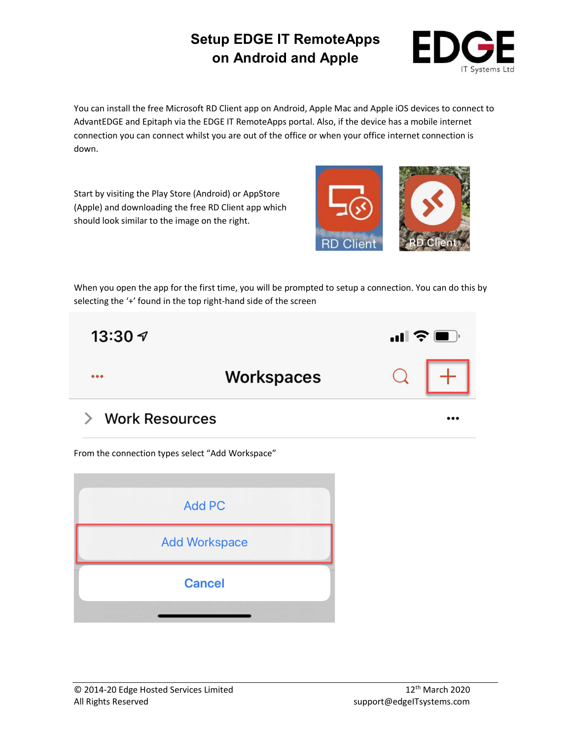# Setup EDGE IT RemoteApps on Android and Apple

You can install the free Microsoft RD Client app on Android, Apple Mac and Apple iOS devices to connect to AdvantEDGE and Epitaph via the EDGE IT RemoteApps portal. Also, if the device has a mobile internet connection you can connect whilst you are out of the office or when your office internet connection is down.

Start by visiting the Play Store (Android) or AppStore (Apple) and downloading the free RD Client app which should look similar to the image on the right.

When you open the app for the first time, you will be prompted to setup a connection. You can do this by selecting the '+' found in the top right-hand side of the screen

From the connection types select "Add Workspace"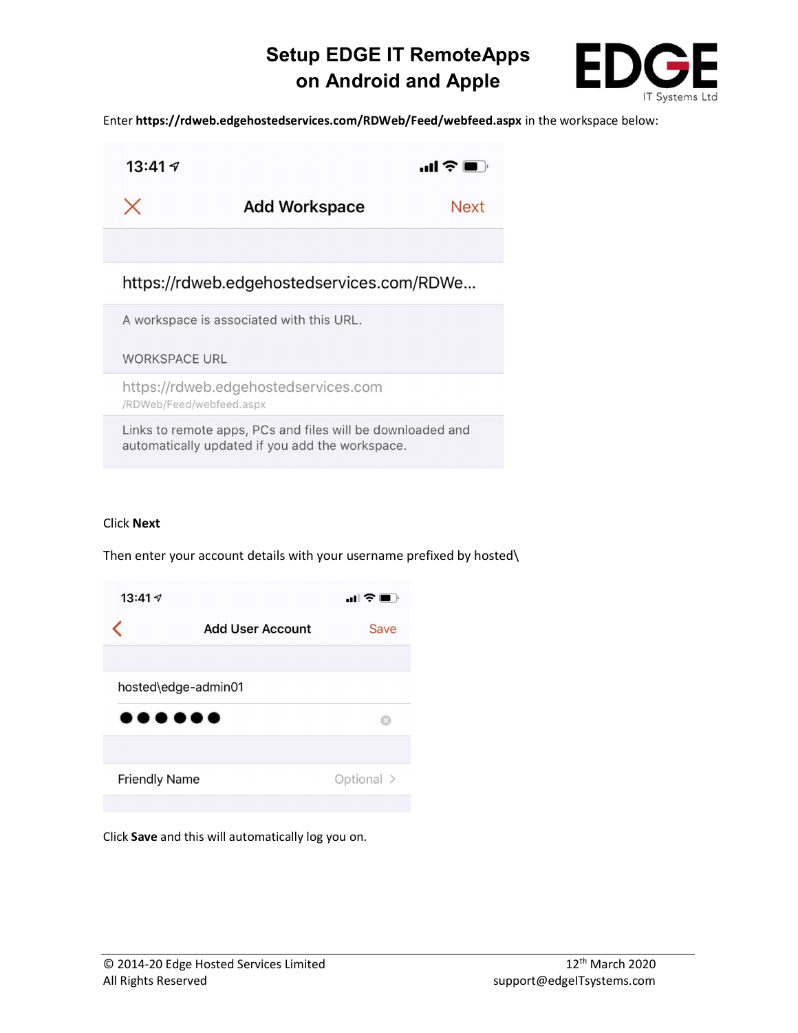Enter **https://rdweb.edgehostedservices.com/RDWeb/Feed/webfeed.aspx** in the workspace below:

Click **Next**

Then enter your account details with your username prefixed by hosted\

Click **Save** and this will automatically log you on.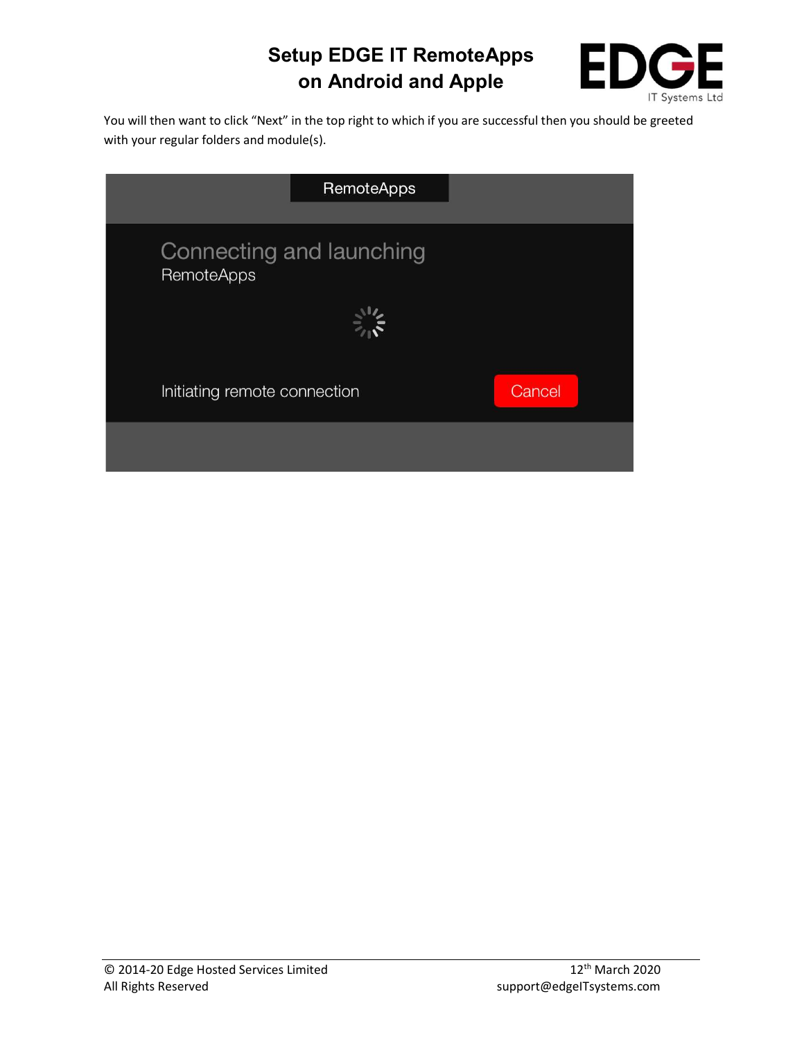You will then want to click “Next” in the top right to which if you are successful then you should be greeted with your regular folders and module(s).

RemoteApps

Connecting and launching
RemoteApps

Initiating remote connection

Cancel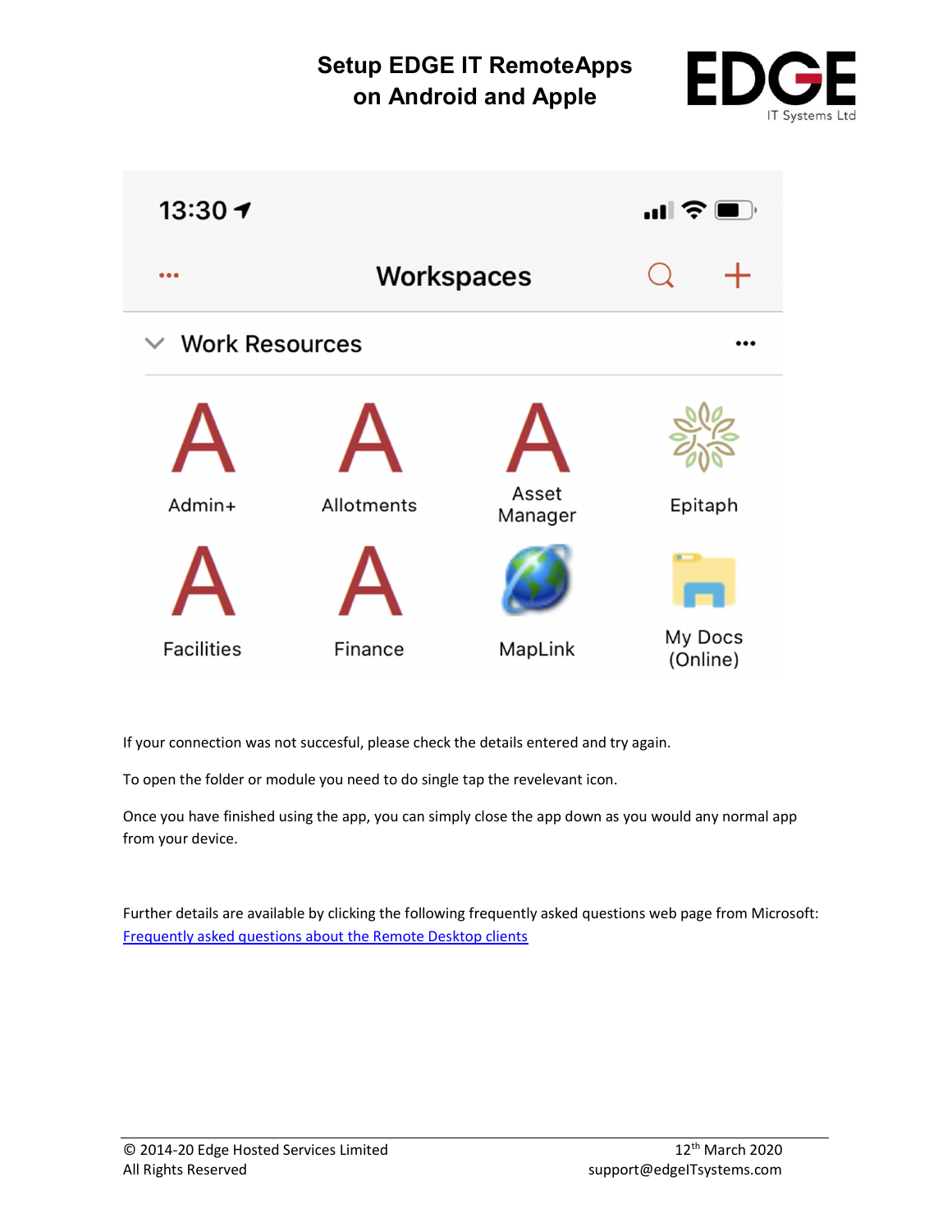# Setup EDGE IT RemoteApps on Android and Apple

If your connection was not succesful, please check the details entered and try again.

To open the folder or module you need to do single tap the revelevant icon.

Once you have finished using the app, you can simply close the app down as you would any normal app from your device.

Further details are available by clicking the following frequently asked questions web page from Microsoft: [Frequently asked questions about the Remote Desktop clients]

© 2014-20 Edge Hosted Services Limited
All Rights Reserved

12th March 2020
support@edgeITsystems.com